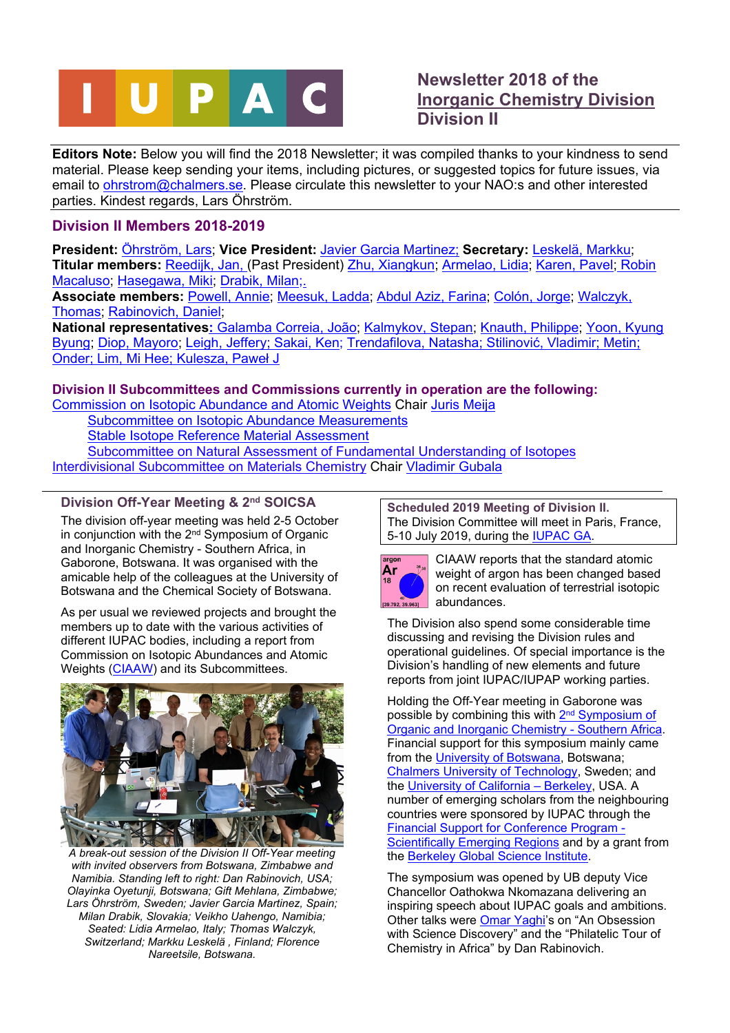# IUPAC

## Newsletter 2018 of the Inorganic Chemistry Division Division II

**Editors Note:** Below you will find the 2018 Newsletter; it was compiled thanks to your kindness to send material. Please keep sending your items, including pictures, or suggested topics for future issues, via email to ohrstrom@chalmers.se. Please circulate this newsletter to your NAO:s and other interested parties. Kindest regards, Lars Öhrström.

## Division II Members 2018-2019

**President:** Öhrström, Lars; **Vice President:** Javier Garcia Martinez; **Secretary:** Leskelä, Markku;
**Titular members:** Reedijk, Jan, (Past President) Zhu, Xiangkun; Armelao, Lidia; Karen, Pavel; Robin Macaluso; Hasegawa, Miki; Drabik, Milan;.
**Associate members:** Powell, Annie; Meesuk, Ladda; Abdul Aziz, Farina; Colón, Jorge; Walczyk, Thomas; Rabinovich, Daniel;
**National representatives:** Galamba Correia, João; Kalmykov, Stepan; Knauth, Philippe; Yoon, Kyung Byung; Diop, Mayoro; Leigh, Jeffery; Sakai, Ken; Trendafilova, Natasha; Stilinović, Vladimir; Metin; Onder; Lim, Mi Hee; Kulesza, Paweł J

## Division II Subcommittees and Commissions currently in operation are the following:

Commission on Isotopic Abundance and Atomic Weights Chair Juris Meija
- Subcommittee on Isotopic Abundance Measurements
- Stable Isotope Reference Material Assessment
- Subcommittee on Natural Assessment of Fundamental Understanding of Isotopes

Interdivisional Subcommittee on Materials Chemistry Chair Vladimir Gubala

### Division Off-Year Meeting & 2nd SOICSA

The division off-year meeting was held 2-5 October in conjunction with the 2nd Symposium of Organic and Inorganic Chemistry - Southern Africa, in Gaborone, Botswana. It was organised with the amicable help of the colleagues at the University of Botswana and the Chemical Society of Botswana.

As per usual we reviewed projects and brought the members up to date with the various activities of different IUPAC bodies, including a report from Commission on Isotopic Abundances and Atomic Weights (CIAAW) and its Subcommittees.

*A break-out session of the Division II Off-Year meeting with invited observers from Botswana, Zimbabwe and Namibia. Standing left to right: Dan Rabinovich, USA; Olayinka Oyetunji, Botswana; Gift Mehlana, Zimbabwe; Lars Öhrström, Sweden; Javier Garcia Martinez, Spain; Milan Drabik, Slovakia; Veikho Uahengo, Namibia; Seated: Lidia Armelao, Italy; Thomas Walczyk, Switzerland; Markku Leskelä, Finland; Florence Nareetsile, Botswana.*

### Scheduled 2019 Meeting of Division II.

The Division Committee will meet in Paris, France, 5-10 July 2019, during the IUPAC GA.

CIAAW reports that the standard atomic weight of argon has been changed based on recent evaluation of terrestrial isotopic abundances.

The Division also spend some considerable time discussing and revising the Division rules and operational guidelines. Of special importance is the Division's handling of new elements and future reports from joint IUPAC/IUPAP working parties.

Holding the Off-Year meeting in Gaborone was possible by combining this with 2nd Symposium of Organic and Inorganic Chemistry - Southern Africa. Financial support for this symposium mainly came from the University of Botswana, Botswana; Chalmers University of Technology, Sweden; and the University of California – Berkeley, USA. A number of emerging scholars from the neighbouring countries were sponsored by IUPAC through the Financial Support for Conference Program - Scientifically Emerging Regions and by a grant from the Berkeley Global Science Institute.

The symposium was opened by UB deputy Vice Chancellor Oathokwa Nkomazana delivering an inspiring speech about IUPAC goals and ambitions. Other talks were Omar Yaghi's on "An Obsession with Science Discovery" and the "Philatelic Tour of Chemistry in Africa" by Dan Rabinovich.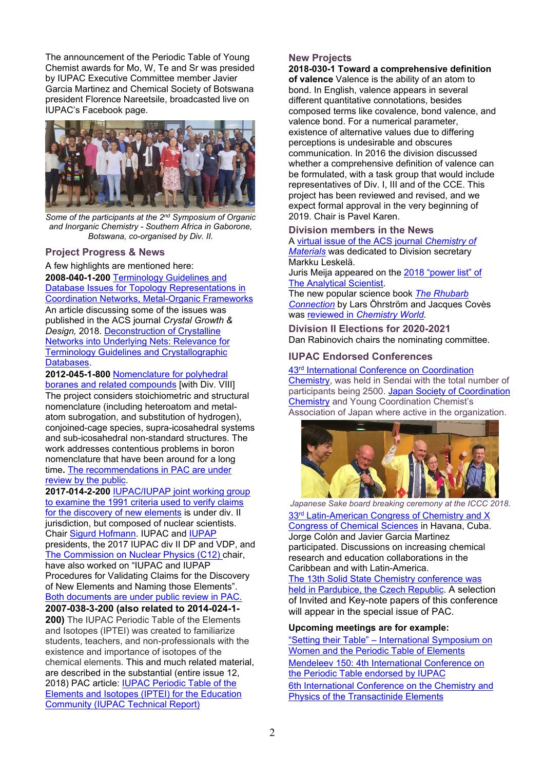The announcement of the Periodic Table of Young Chemist awards for Mo, W, Te and Sr was presided by IUPAC Executive Committee member Javier Garcia Martinez and Chemical Society of Botswana president Florence Nareetsile, broadcasted live on IUPAC's Facebook page.

*Some of the participants at the 2nd Symposium of Organic and Inorganic Chemistry - Southern Africa in Gaborone, Botswana, co-organised by Div. II.*

## Project Progress & News

A few highlights are mentioned here:

**2008-040-1-200** Terminology Guidelines and Database Issues for Topology Representations in Coordination Networks, Metal-Organic Frameworks
An article discussing some of the issues was published in the ACS journal *Crystal Growth & Design,* 2018. Deconstruction of Crystalline Networks into Underlying Nets: Relevance for Terminology Guidelines and Crystallographic Databases.

**2012-045-1-800** Nomenclature for polyhedral boranes and related compounds [with Div. VIII]
The project considers stoichiometric and structural nomenclature (including heteroatom and metal-atom subrogation, and substitution of hydrogen), conjoined-cage species, supra-icosahedral systems and sub-icosahedral non-standard structures. The work addresses contentious problems in boron nomenclature that have been around for a long time**.** The recommendations in PAC are under review by the public.

**2017-014-2-200** IUPAC/IUPAP joint working group to examine the 1991 criteria used to verify claims for the discovery of new elements is under div. II jurisdiction, but composed of nuclear scientists. Chair Sigurd Hofmann. IUPAC and IUPAP presidents, the 2017 IUPAC div II DP and VDP, and The Commission on Nuclear Physics (C12) chair, have also worked on "IUPAC and IUPAP Procedures for Validating Claims for the Discovery of New Elements and Naming those Elements". Both documents are under public review in PAC.

**2007-038-3-200 (also related to 2014-024-1-200)** The IUPAC Periodic Table of the Elements and Isotopes (IPTEI) was created to familiarize students, teachers, and non-professionals with the existence and importance of isotopes of the chemical elements. This and much related material, are described in the substantial (entire issue 12, 2018) PAC article: IUPAC Periodic Table of the Elements and Isotopes (IPTEI) for the Education Community (IUPAC Technical Report)

## New Projects

**2018-030-1 Toward a comprehensive definition of valence** Valence is the ability of an atom to bond. In English, valence appears in several different quantitative connotations, besides composed terms like covalence, bond valence, and valence bond. For a numerical parameter, existence of alternative values due to differing perceptions is undesirable and obscures communication. In 2016 the division discussed whether a comprehensive definition of valence can be formulated, with a task group that would include representatives of Div. I, III and of the CCE. This project has been reviewed and revised, and we expect formal approval in the very beginning of 2019. Chair is Pavel Karen.

## Division members in the News

A virtual issue of the ACS journal *Chemistry of Materials* was dedicated to Division secretary Markku Leskelä.
Juris Meija appeared on the 2018 "power list" of The Analytical Scientist.
The new popular science book *The Rhubarb Connection* by Lars Öhrström and Jacques Covès was reviewed in *Chemistry World*.

## Division II Elections for 2020-2021

Dan Rabinovich chairs the nominating committee.

## IUPAC Endorsed Conferences

43rd International Conference on Coordination Chemistry, was held in Sendai with the total number of participants being 2500. Japan Society of Coordination Chemistry and Young Coordination Chemist's Association of Japan where active in the organization.

*Japanese Sake board breaking ceremony at the ICCC 2018.*

33rd Latin-American Congress of Chemistry and X Congress of Chemical Sciences in Havana, Cuba. Jorge Colón and Javier Garcia Martinez participated. Discussions on increasing chemical research and education collaborations in the Caribbean and with Latin-America.
The 13th Solid State Chemistry conference was held in Pardubice, the Czech Republic. A selection of Invited and Key-note papers of this conference will appear in the special issue of PAC.

**Upcoming meetings are for example:**

"Setting their Table" – International Symposium on Women and the Periodic Table of Elements
Mendeleev 150: 4th International Conference on the Periodic Table endorsed by IUPAC
6th International Conference on the Chemistry and Physics of the Transactinide Elements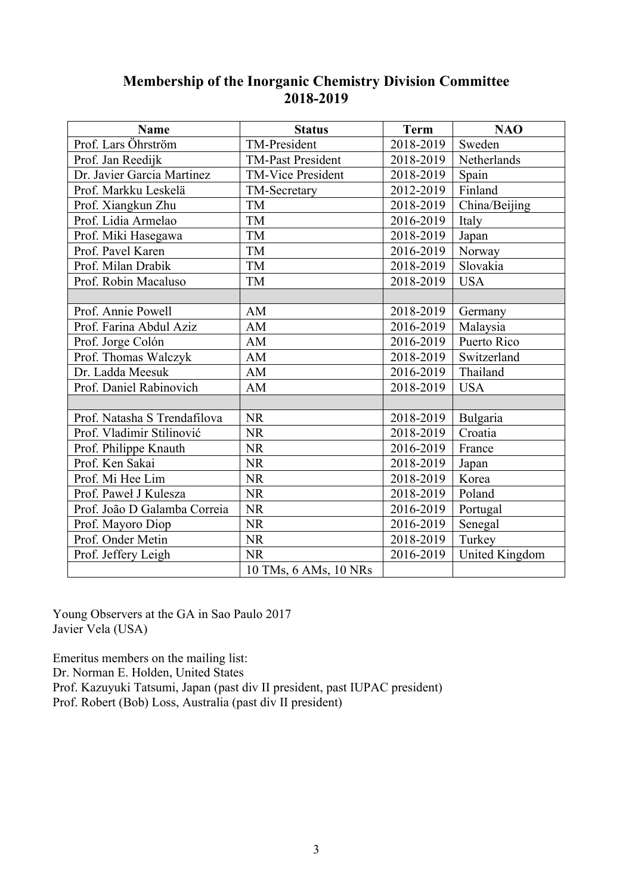**Membership of the Inorganic Chemistry Division Committee 2018-2019**

| Name | Status | Term | NAO |
|---|---|---|---|
| Prof. Lars Öhrström | TM-President | 2018-2019 | Sweden |
| Prof. Jan Reedijk | TM-Past President | 2018-2019 | Netherlands |
| Dr. Javier Garcia Martinez | TM-Vice President | 2018-2019 | Spain |
| Prof. Markku Leskelä | TM-Secretary | 2012-2019 | Finland |
| Prof. Xiangkun Zhu | TM | 2018-2019 | China/Beijing |
| Prof. Lidia Armelao | TM | 2016-2019 | Italy |
| Prof. Miki Hasegawa | TM | 2018-2019 | Japan |
| Prof. Pavel Karen | TM | 2016-2019 | Norway |
| Prof. Milan Drabik | TM | 2018-2019 | Slovakia |
| Prof. Robin Macaluso | TM | 2018-2019 | USA |
| | | | |
| Prof. Annie Powell | AM | 2018-2019 | Germany |
| Prof. Farina Abdul Aziz | AM | 2016-2019 | Malaysia |
| Prof. Jorge Colón | AM | 2016-2019 | Puerto Rico |
| Prof. Thomas Walczyk | AM | 2018-2019 | Switzerland |
| Dr. Ladda Meesuk | AM | 2016-2019 | Thailand |
| Prof. Daniel Rabinovich | AM | 2018-2019 | USA |
| | | | |
| Prof. Natasha S Trendafilova | NR | 2018-2019 | Bulgaria |
| Prof. Vladimir Stilinović | NR | 2018-2019 | Croatia |
| Prof. Philippe Knauth | NR | 2016-2019 | France |
| Prof. Ken Sakai | NR | 2018-2019 | Japan |
| Prof. Mi Hee Lim | NR | 2018-2019 | Korea |
| Prof. Paweł J Kulesza | NR | 2018-2019 | Poland |
| Prof. João D Galamba Correia | NR | 2016-2019 | Portugal |
| Prof. Mayoro Diop | NR | 2016-2019 | Senegal |
| Prof. Onder Metin | NR | 2018-2019 | Turkey |
| Prof. Jeffery Leigh | NR | 2016-2019 | United Kingdom |
| | 10 TMs, 6 AMs, 10 NRs | | |

Young Observers at the GA in Sao Paulo 2017
Javier Vela (USA)

Emeritus members on the mailing list:
Dr. Norman E. Holden, United States
Prof. Kazuyuki Tatsumi, Japan (past div II president, past IUPAC president)
Prof. Robert (Bob) Loss, Australia (past div II president)